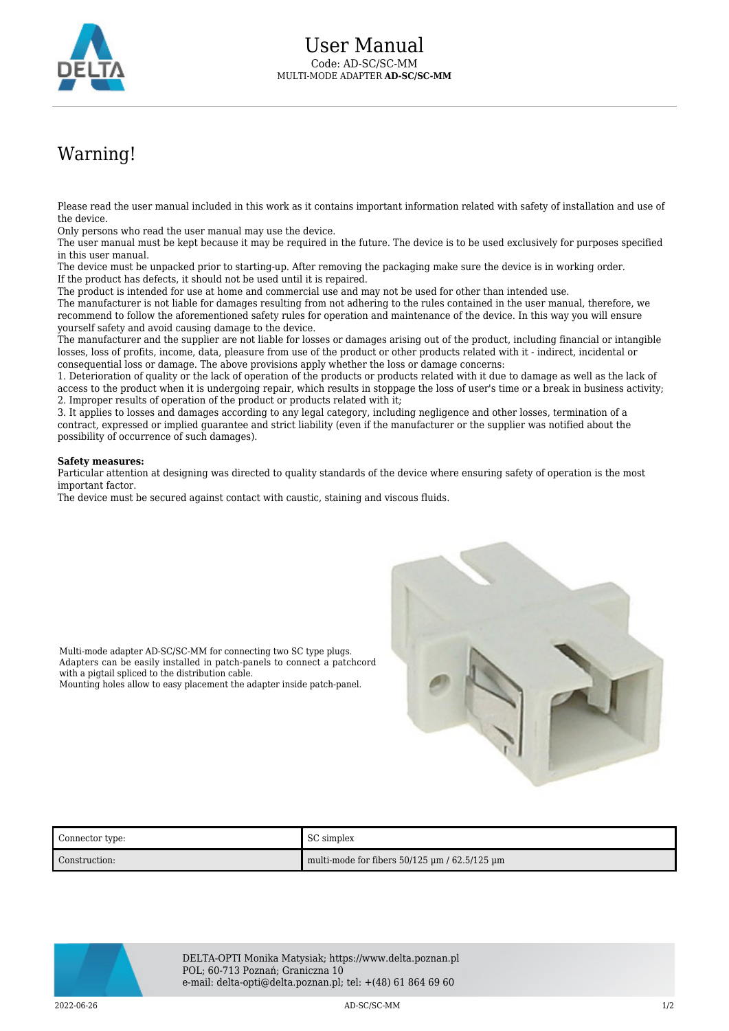# User Manual

Code: AD-SC/SC-MM

MULTI-MODE ADAPTER **AD-SC/SC-MM**

## Warning!

Please read the user manual included in this work as it contains important information related with safety of installation and use of the device.
Only persons who read the user manual may use the device.
The user manual must be kept because it may be required in the future. The device is to be used exclusively for purposes specified in this user manual.
The device must be unpacked prior to starting-up. After removing the packaging make sure the device is in working order.
If the product has defects, it should not be used until it is repaired.
The product is intended for use at home and commercial use and may not be used for other than intended use.
The manufacturer is not liable for damages resulting from not adhering to the rules contained in the user manual, therefore, we recommend to follow the aforementioned safety rules for operation and maintenance of the device. In this way you will ensure yourself safety and avoid causing damage to the device.
The manufacturer and the supplier are not liable for losses or damages arising out of the product, including financial or intangible losses, loss of profits, income, data, pleasure from use of the product or other products related with it - indirect, incidental or consequential loss or damage. The above provisions apply whether the loss or damage concerns:
1. Deterioration of quality or the lack of operation of the products or products related with it due to damage as well as the lack of access to the product when it is undergoing repair, which results in stoppage the loss of user's time or a break in business activity;
2. Improper results of operation of the product or products related with it;
3. It applies to losses and damages according to any legal category, including negligence and other losses, termination of a contract, expressed or implied guarantee and strict liability (even if the manufacturer or the supplier was notified about the possibility of occurrence of such damages).

**Safety measures:**
Particular attention at designing was directed to quality standards of the device where ensuring safety of operation is the most important factor.
The device must be secured against contact with caustic, staining and viscous fluids.

Multi-mode adapter AD-SC/SC-MM for connecting two SC type plugs.
Adapters can be easily installed in patch-panels to connect a patchcord with a pigtail spliced to the distribution cable.
Mounting holes allow to easy placement the adapter inside patch-panel.

| | |
|---|---|
| Connector type: | SC simplex |
| Construction: | multi-mode for fibers 50/125 µm / 62.5/125 µm |

DELTA-OPTI Monika Matysiak; https://www.delta.poznan.pl
POL; 60-713 Poznań; Graniczna 10
e-mail: delta-opti@delta.poznan.pl; tel: +(48) 61 864 69 60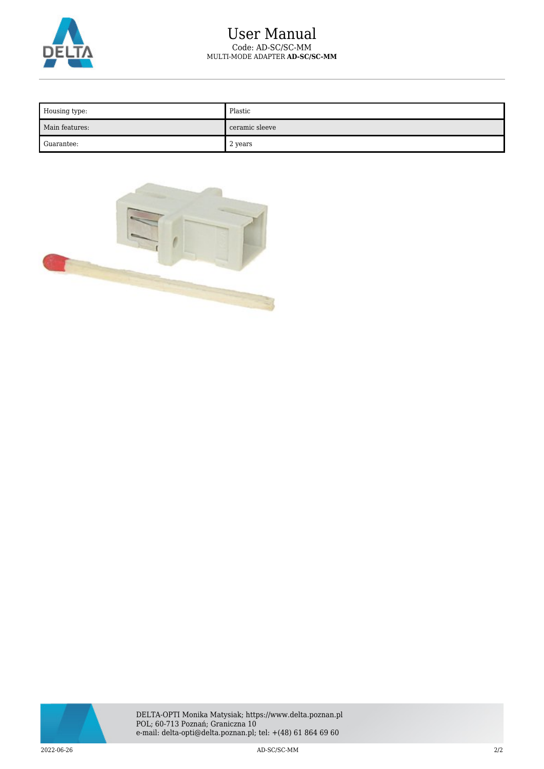| | |
|---|---|
| Housing type: | Plastic |
| Main features: | ceramic sleeve |
| Guarantee: | 2 years |